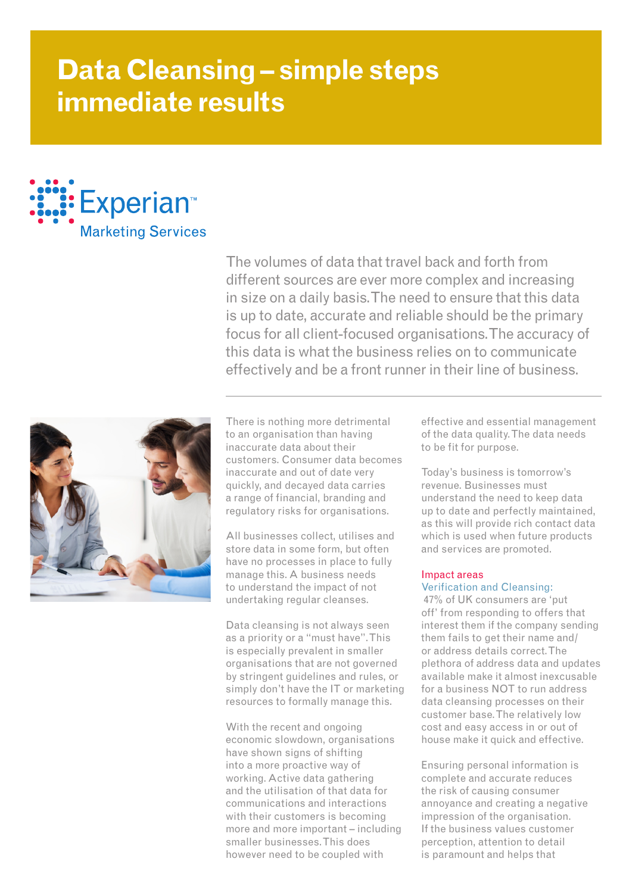# Data Cleansing – simple steps immediate results

Experian™
Marketing Services

The volumes of data that travel back and forth from different sources are ever more complex and increasing in size on a daily basis. The need to ensure that this data is up to date, accurate and reliable should be the primary focus for all client-focused organisations. The accuracy of this data is what the business relies on to communicate effectively and be a front runner in their line of business.

There is nothing more detrimental to an organisation than having inaccurate data about their customers. Consumer data becomes inaccurate and out of date very quickly, and decayed data carries a range of financial, branding and regulatory risks for organisations.

All businesses collect, utilises and store data in some form, but often have no processes in place to fully manage this. A business needs to understand the impact of not undertaking regular cleanses.

Data cleansing is not always seen as a priority or a "must have". This is especially prevalent in smaller organisations that are not governed by stringent guidelines and rules, or simply don't have the IT or marketing resources to formally manage this.

With the recent and ongoing economic slowdown, organisations have shown signs of shifting into a more proactive way of working. Active data gathering and the utilisation of that data for communications and interactions with their customers is becoming more and more important – including smaller businesses. This does however need to be coupled with effective and essential management of the data quality. The data needs to be fit for purpose.

Today's business is tomorrow's revenue. Businesses must understand the need to keep data up to date and perfectly maintained, as this will provide rich contact data which is used when future products and services are promoted.

## Impact areas

### Verification and Cleansing:

47% of UK consumers are 'put off' from responding to offers that interest them if the company sending them fails to get their name and/or address details correct. The plethora of address data and updates available make it almost inexcusable for a business NOT to run address data cleansing processes on their customer base. The relatively low cost and easy access in or out of house make it quick and effective.

Ensuring personal information is complete and accurate reduces the risk of causing consumer annoyance and creating a negative impression of the organisation. If the business values customer perception, attention to detail is paramount and helps that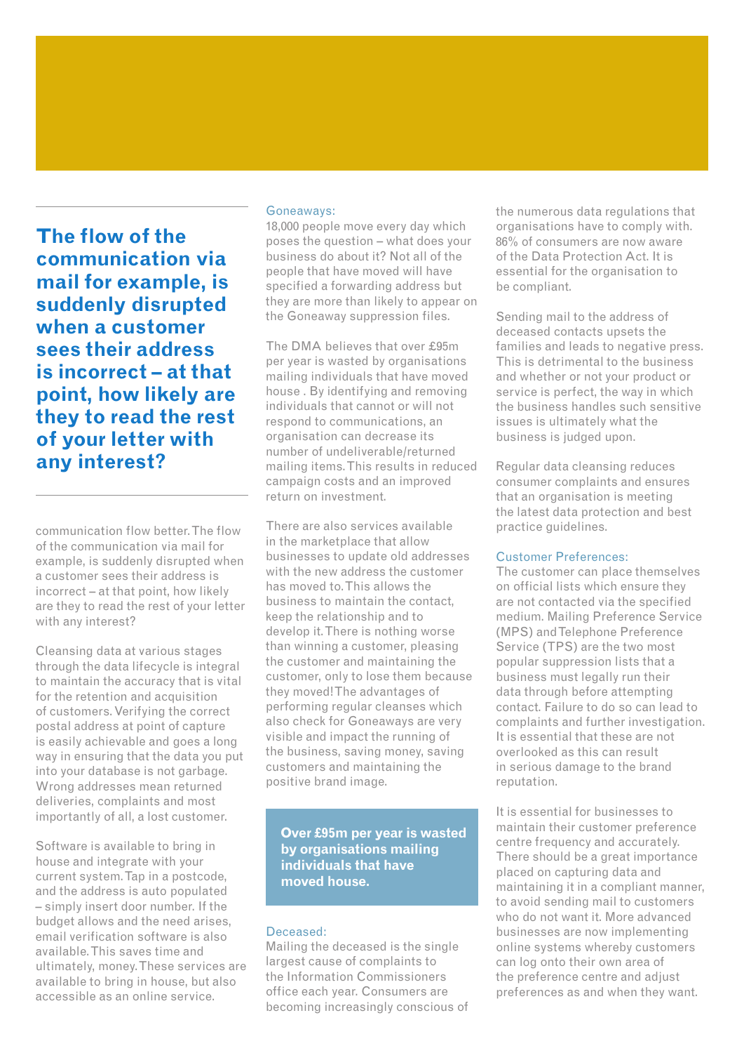**The flow of the communication via mail for example, is suddenly disrupted when a customer sees their address is incorrect – at that point, how likely are they to read the rest of your letter with any interest?**

communication flow better. The flow of the communication via mail for example, is suddenly disrupted when a customer sees their address is incorrect – at that point, how likely are they to read the rest of your letter with any interest?

Cleansing data at various stages through the data lifecycle is integral to maintain the accuracy that is vital for the retention and acquisition of customers. Verifying the correct postal address at point of capture is easily achievable and goes a long way in ensuring that the data you put into your database is not garbage. Wrong addresses mean returned deliveries, complaints and most importantly of all, a lost customer.

Software is available to bring in house and integrate with your current system. Tap in a postcode, and the address is auto populated – simply insert door number. If the budget allows and the need arises, email verification software is also available. This saves time and ultimately, money. These services are available to bring in house, but also accessible as an online service.

### Goneaways:

18,000 people move every day which poses the question – what does your business do about it? Not all of the people that have moved will have specified a forwarding address but they are more than likely to appear on the Goneaway suppression files.

The DMA believes that over £95m per year is wasted by organisations mailing individuals that have moved house . By identifying and removing individuals that cannot or will not respond to communications, an organisation can decrease its number of undeliverable/returned mailing items. This results in reduced campaign costs and an improved return on investment.

There are also services available in the marketplace that allow businesses to update old addresses with the new address the customer has moved to. This allows the business to maintain the contact, keep the relationship and to develop it. There is nothing worse than winning a customer, pleasing the customer and maintaining the customer, only to lose them because they moved! The advantages of performing regular cleanses which also check for Goneaways are very visible and impact the running of the business, saving money, saving customers and maintaining the positive brand image.

**Over £95m per year is wasted by organisations mailing individuals that have moved house.**

### Deceased:

Mailing the deceased is the single largest cause of complaints to the Information Commissioners office each year. Consumers are becoming increasingly conscious of the numerous data regulations that organisations have to comply with. 86% of consumers are now aware of the Data Protection Act. It is essential for the organisation to be compliant.

Sending mail to the address of deceased contacts upsets the families and leads to negative press. This is detrimental to the business and whether or not your product or service is perfect, the way in which the business handles such sensitive issues is ultimately what the business is judged upon.

Regular data cleansing reduces consumer complaints and ensures that an organisation is meeting the latest data protection and best practice guidelines.

### Customer Preferences:

The customer can place themselves on official lists which ensure they are not contacted via the specified medium. Mailing Preference Service (MPS) and Telephone Preference Service (TPS) are the two most popular suppression lists that a business must legally run their data through before attempting contact. Failure to do so can lead to complaints and further investigation. It is essential that these are not overlooked as this can result in serious damage to the brand reputation.

It is essential for businesses to maintain their customer preference centre frequency and accurately. There should be a great importance placed on capturing data and maintaining it in a compliant manner, to avoid sending mail to customers who do not want it. More advanced businesses are now implementing online systems whereby customers can log onto their own area of the preference centre and adjust preferences as and when they want.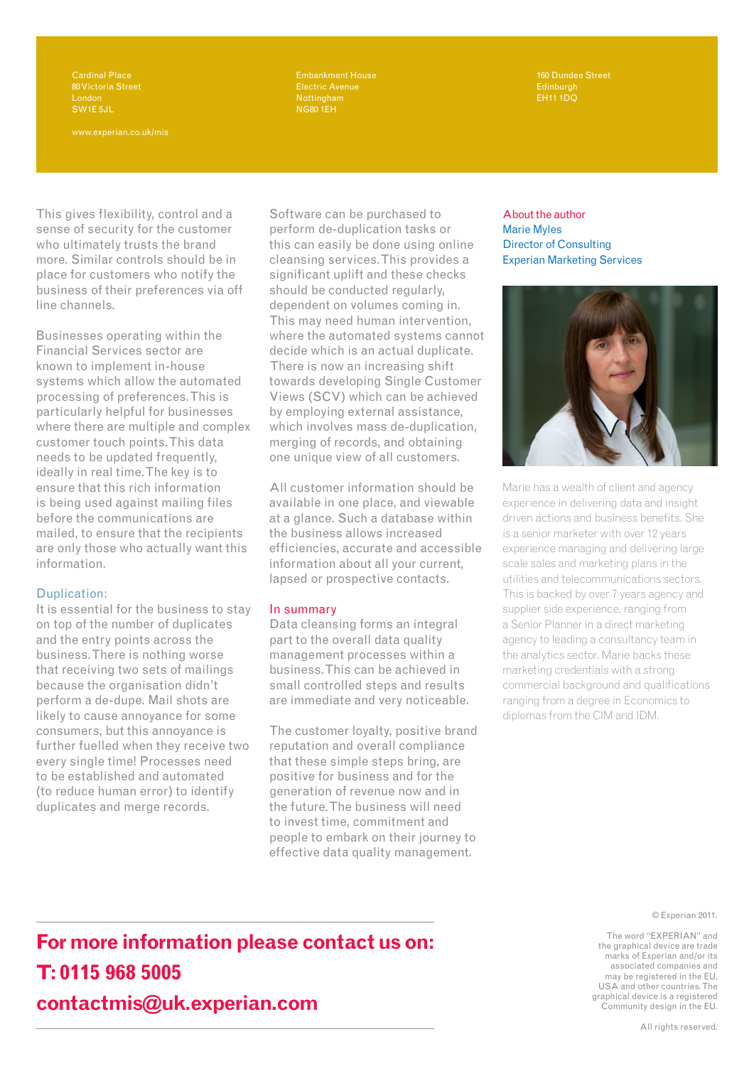Cardinal Place
80 Victoria Street
London
SW1E 5JL

www.experian.co.uk/mis

Embankment House
Electric Avenue
Nottingham
NG80 1EH

160 Dundee Street
Edinburgh
EH11 1DQ

This gives flexibility, control and a sense of security for the customer who ultimately trusts the brand more. Similar controls should be in place for customers who notify the business of their preferences via off line channels.

Businesses operating within the Financial Services sector are known to implement in-house systems which allow the automated processing of preferences. This is particularly helpful for businesses where there are multiple and complex customer touch points. This data needs to be updated frequently, ideally in real time. The key is to ensure that this rich information is being used against mailing files before the communications are mailed, to ensure that the recipients are only those who actually want this information.

## Duplication:

It is essential for the business to stay on top of the number of duplicates and the entry points across the business. There is nothing worse that receiving two sets of mailings because the organisation didn't perform a de-dupe. Mail shots are likely to cause annoyance for some consumers, but this annoyance is further fuelled when they receive two every single time! Processes need to be established and automated (to reduce human error) to identify duplicates and merge records.

Software can be purchased to perform de-duplication tasks or this can easily be done using online cleansing services. This provides a significant uplift and these checks should be conducted regularly, dependent on volumes coming in. This may need human intervention, where the automated systems cannot decide which is an actual duplicate. There is now an increasing shift towards developing Single Customer Views (SCV) which can be achieved by employing external assistance, which involves mass de-duplication, merging of records, and obtaining one unique view of all customers.

All customer information should be available in one place, and viewable at a glance. Such a database within the business allows increased efficiencies, accurate and accessible information about all your current, lapsed or prospective contacts.

## In summary

Data cleansing forms an integral part to the overall data quality management processes within a business. This can be achieved in small controlled steps and results are immediate and very noticeable.

The customer loyalty, positive brand reputation and overall compliance that these simple steps bring, are positive for business and for the generation of revenue now and in the future. The business will need to invest time, commitment and people to embark on their journey to effective data quality management.

## About the author

Marie Myles
Director of Consulting
Experian Marketing Services

Marie has a wealth of client and agency experience in delivering data and insight driven actions and business benefits. She is a senior marketer with over 12 years experience managing and delivering large scale sales and marketing plans in the utilities and telecommunications sectors. This is backed by over 7 years agency and supplier side experience, ranging from a Senior Planner in a direct marketing agency to leading a consultancy team in the analytics sector. Marie backs these marketing credentials with a strong commercial background and qualifications ranging from a degree in Economics to diplomas from the CIM and IDM.

**For more information please contact us on:**
**T: 0115 968 5005**
**contactmis@uk.experian.com**

© Experian 2011.

The word "EXPERIAN" and the graphical device are trade marks of Experian and/or its associated companies and may be registered in the EU, USA and other countries. The graphical device is a registered Community design in the EU.

All rights reserved.